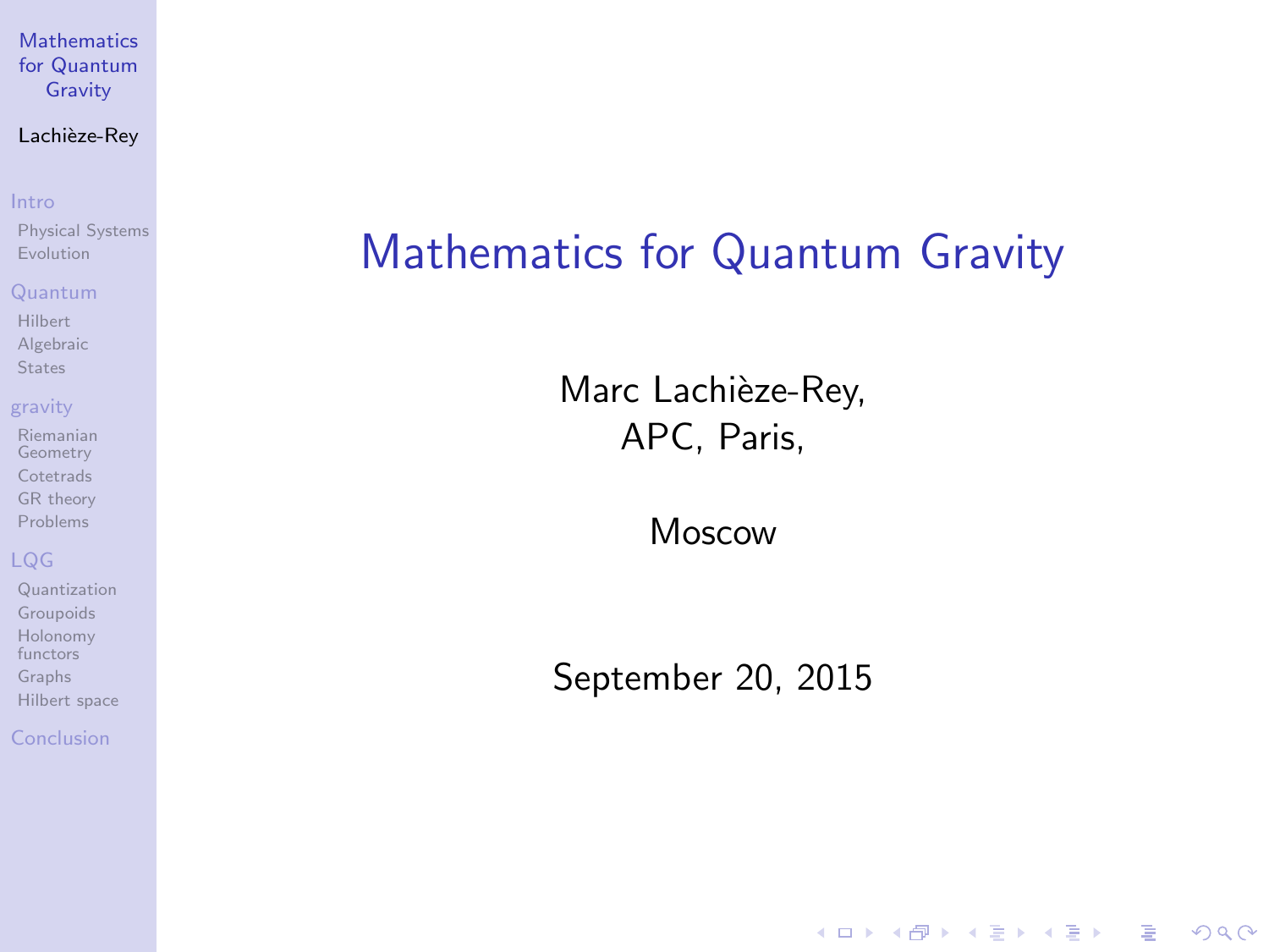# Mathematics for Quantum Gravity

Marc Lachièze-Rey,
APC, Paris,

Moscow

September 20, 2015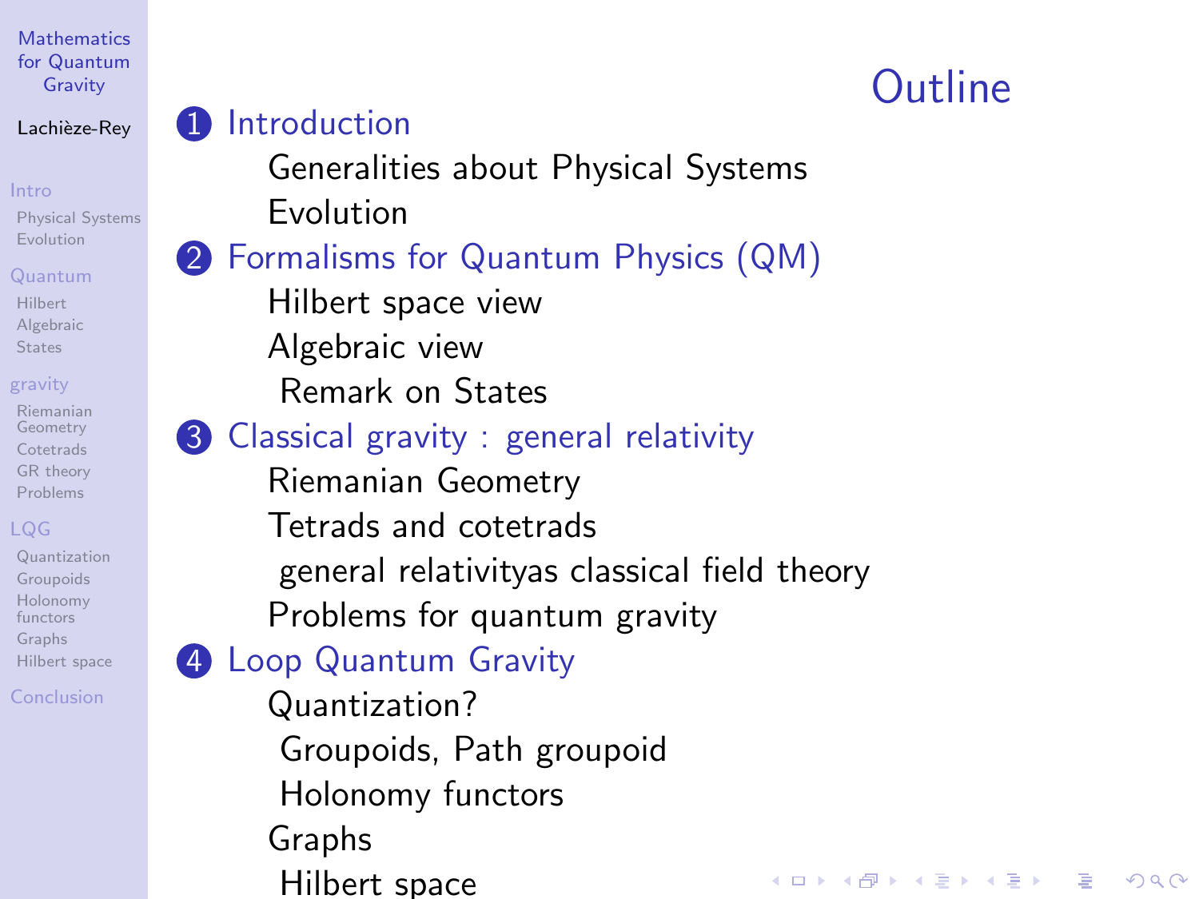# Outline

1. Introduction
   - Generalities about Physical Systems
   - Evolution
2. Formalisms for Quantum Physics (QM)
   - Hilbert space view
   - Algebraic view
   - Remark on States
3. Classical gravity : general relativity
   - Riemanian Geometry
   - Tetrads and cotetrads
   - general relativityas classical field theory
   - Problems for quantum gravity
4. Loop Quantum Gravity
   - Quantization?
   - Groupoids, Path groupoid
   - Holonomy functors
   - Graphs
   - Hilbert space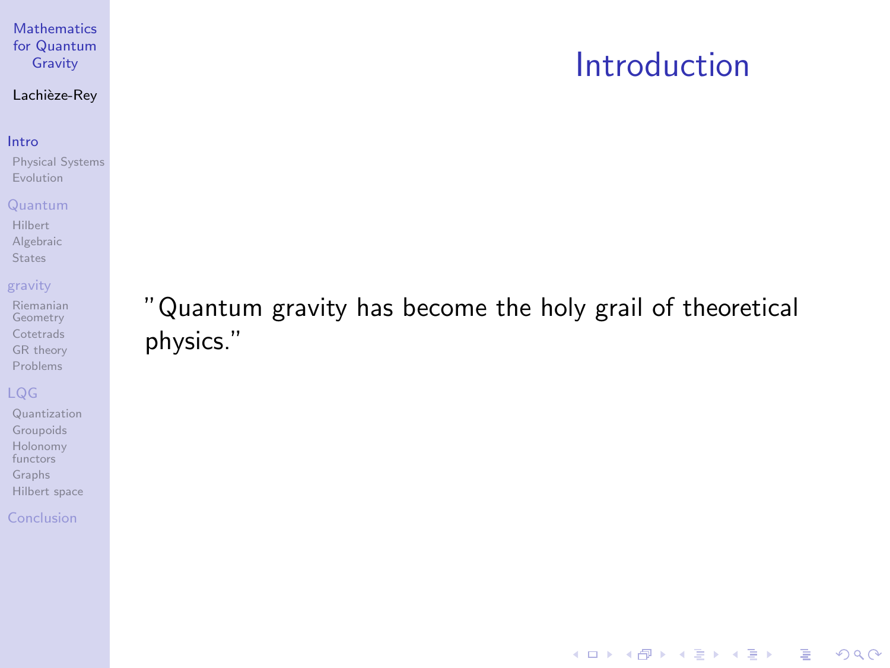# Introduction

"Quantum gravity has become the holy grail of theoretical physics."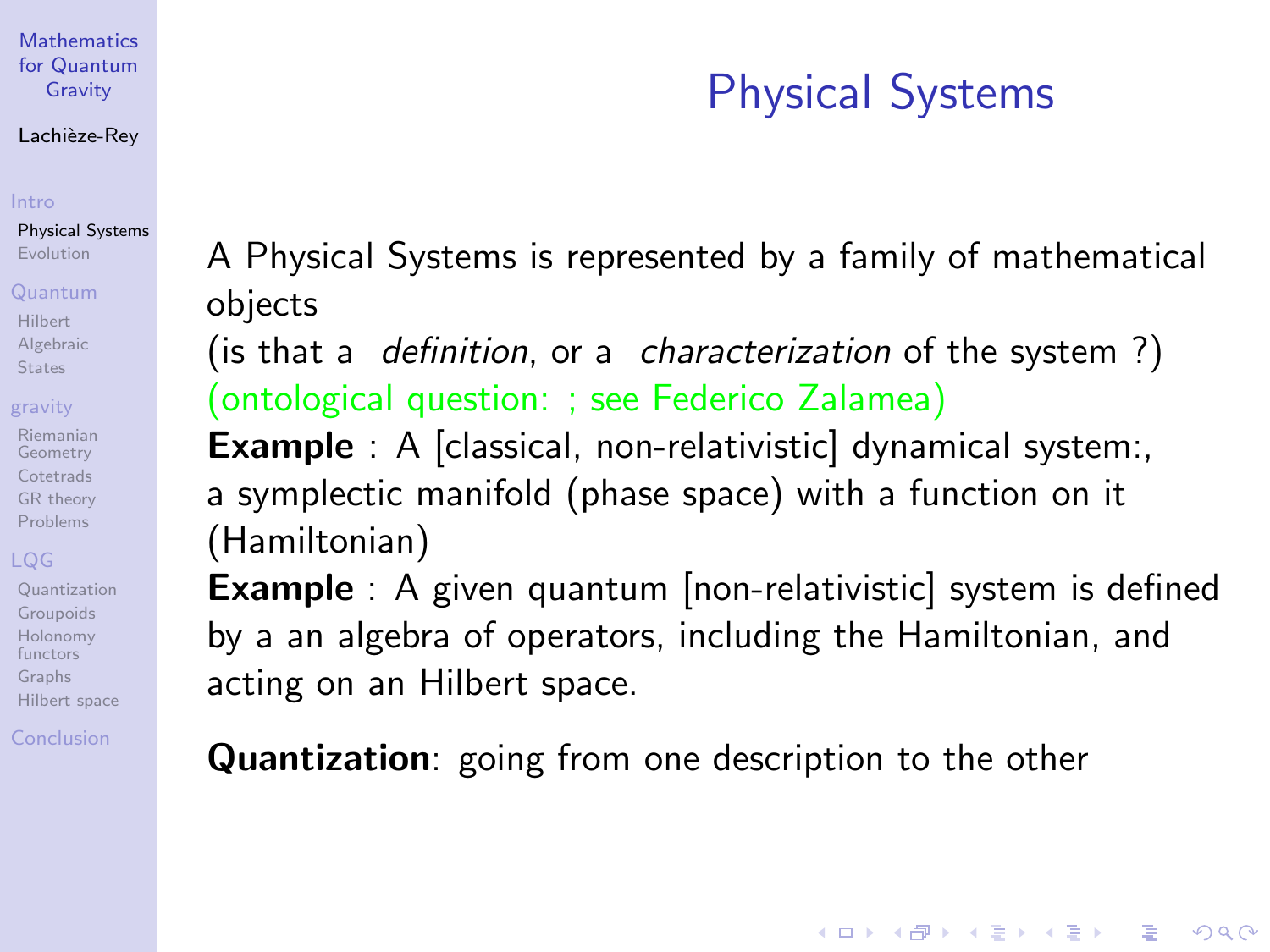# Physical Systems

A Physical Systems is represented by a family of mathematical objects
(is that a *definition*, or a *characterization* of the system ?)
(ontological question: ; see Federico Zalamea)

**Example** : A [classical, non-relativistic] dynamical system:,
a symplectic manifold (phase space) with a function on it (Hamiltonian)

**Example** : A given quantum [non-relativistic] system is defined by a an algebra of operators, including the Hamiltonian, and acting on an Hilbert space.

**Quantization**: going from one description to the other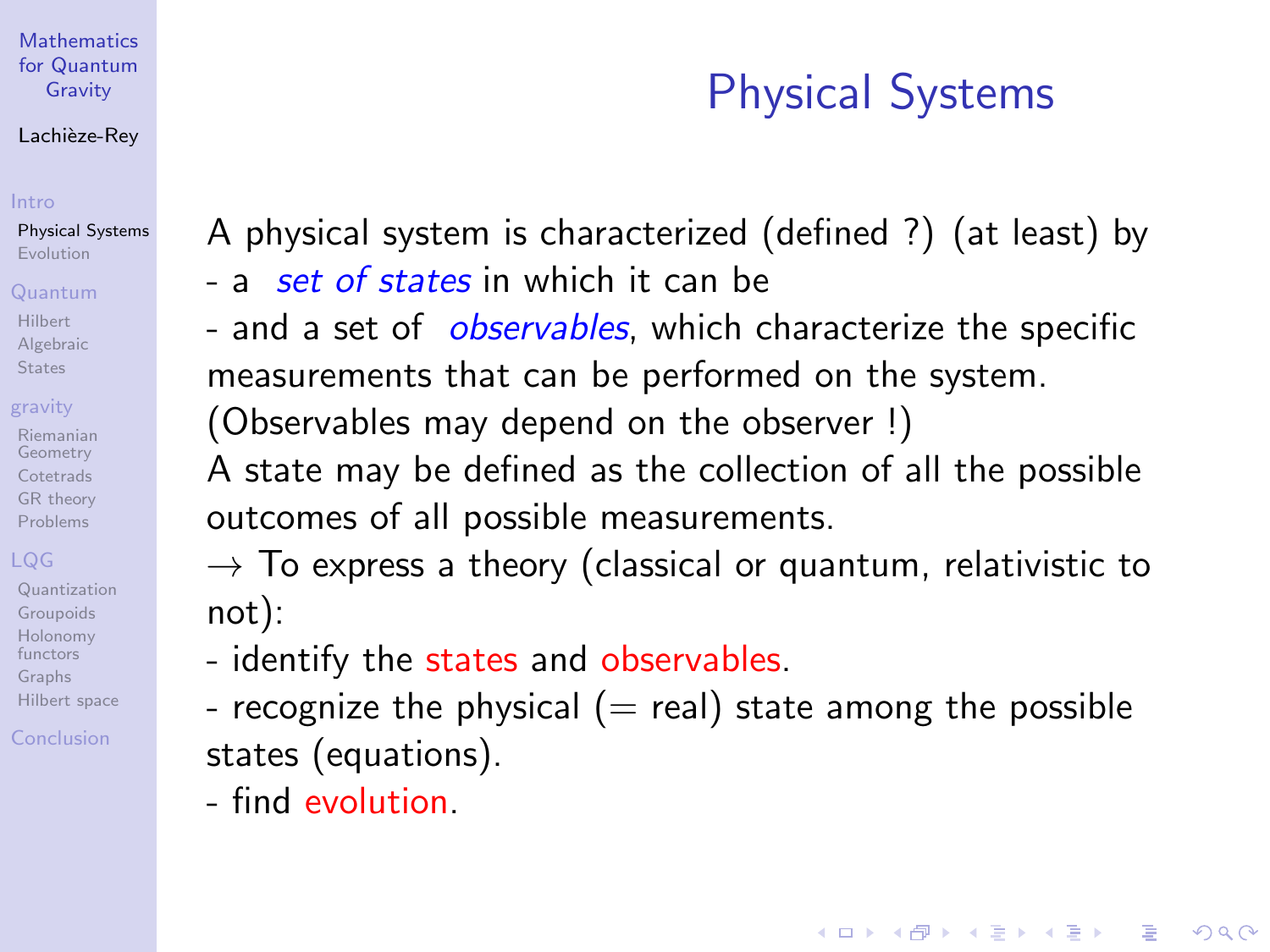# Physical Systems

A physical system is characterized (defined ?) (at least) by
- a *set of states* in which it can be
- and a set of *observables*, which characterize the specific measurements that can be performed on the system.

(Observables may depend on the observer !)

A state may be defined as the collection of all the possible outcomes of all possible measurements.

$\rightarrow$ To express a theory (classical or quantum, relativistic to not):
- identify the states and observables.
- recognize the physical (= real) state among the possible states (equations).
- find evolution.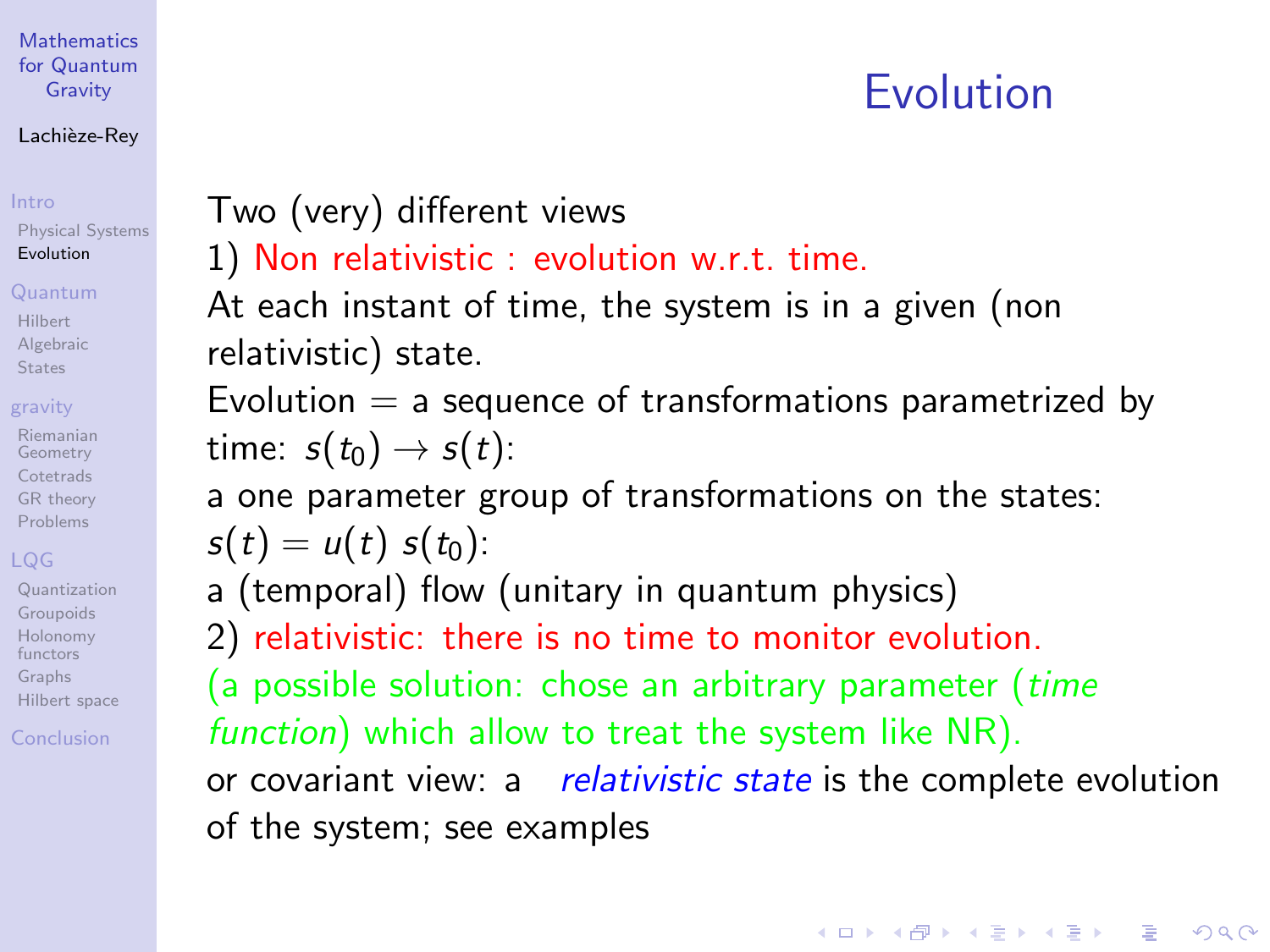# Evolution

Two (very) different views

1) Non relativistic : evolution w.r.t. time.

At each instant of time, the system is in a given (non relativistic) state.

Evolution = a sequence of transformations parametrized by time: $s(t_0) \to s(t)$:

a one parameter group of transformations on the states: $s(t) = u(t)\ s(t_0)$:

a (temporal) flow (unitary in quantum physics)

2) relativistic: there is no time to monitor evolution.

(a possible solution: chose an arbitrary parameter (*time function*) which allow to treat the system like NR).

or covariant view: a *relativistic state* is the complete evolution of the system; see examples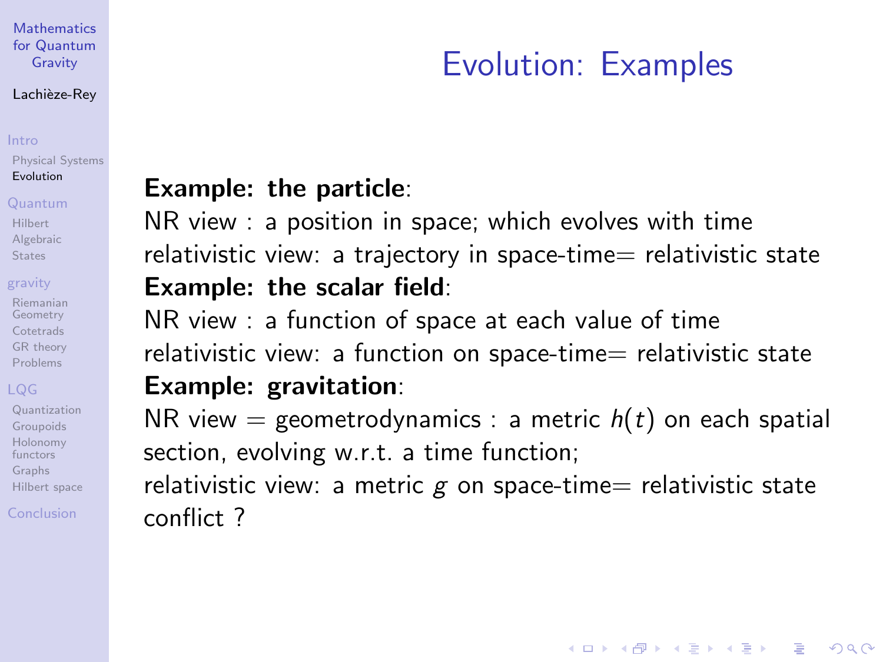# Evolution: Examples

**Example: the particle**:
NR view : a position in space; which evolves with time
relativistic view: a trajectory in space-time= relativistic state
**Example: the scalar field**:
NR view : a function of space at each value of time
relativistic view: a function on space-time= relativistic state
**Example: gravitation**:
NR view = geometrodynamics : a metric $h(t)$ on each spatial section, evolving w.r.t. a time function;
relativistic view: a metric $g$ on space-time= relativistic state
conflict ?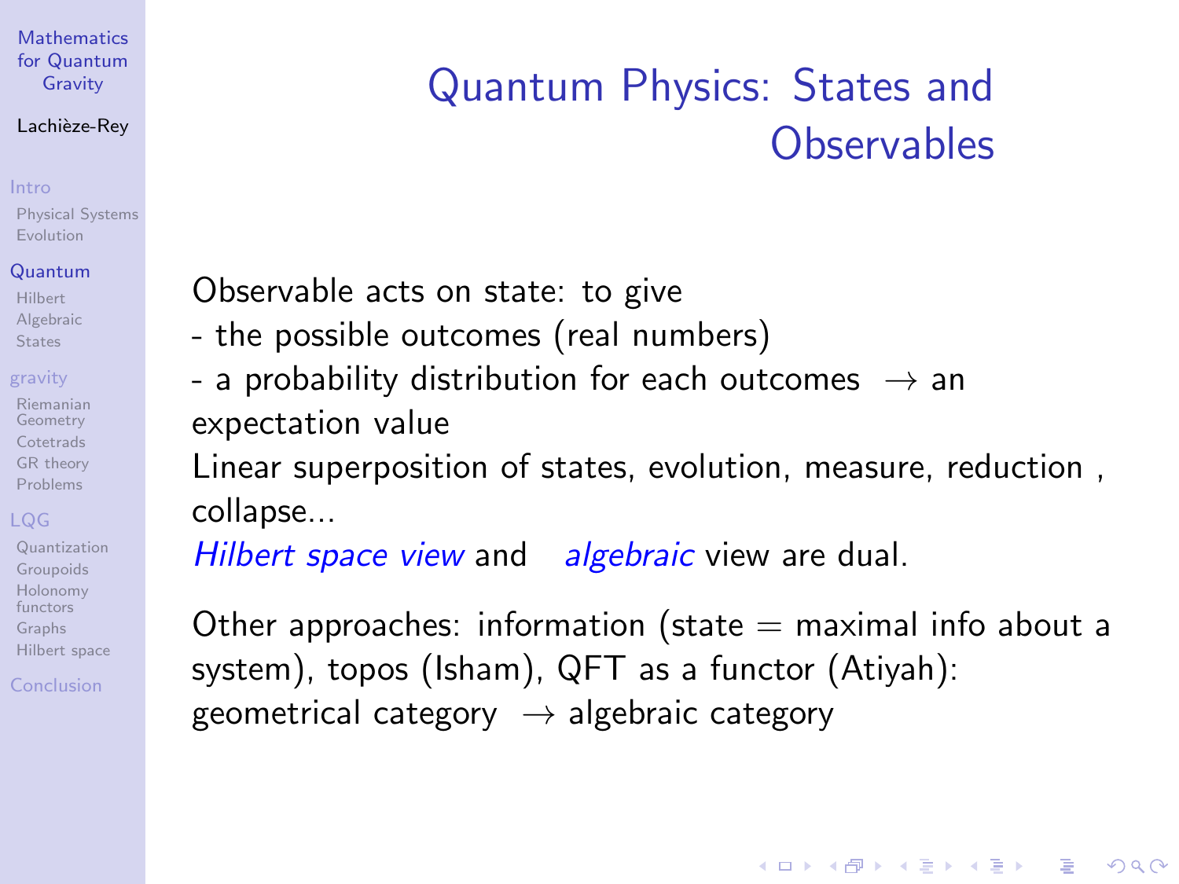# Quantum Physics: States and Observables

Observable acts on state: to give
- the possible outcomes (real numbers)
- a probability distribution for each outcomes $\rightarrow$ an expectation value

Linear superposition of states, evolution, measure, reduction , collapse...

*Hilbert space view* and *algebraic* view are dual.

Other approaches: information (state = maximal info about a system), topos (Isham), QFT as a functor (Atiyah): geometrical category $\rightarrow$ algebraic category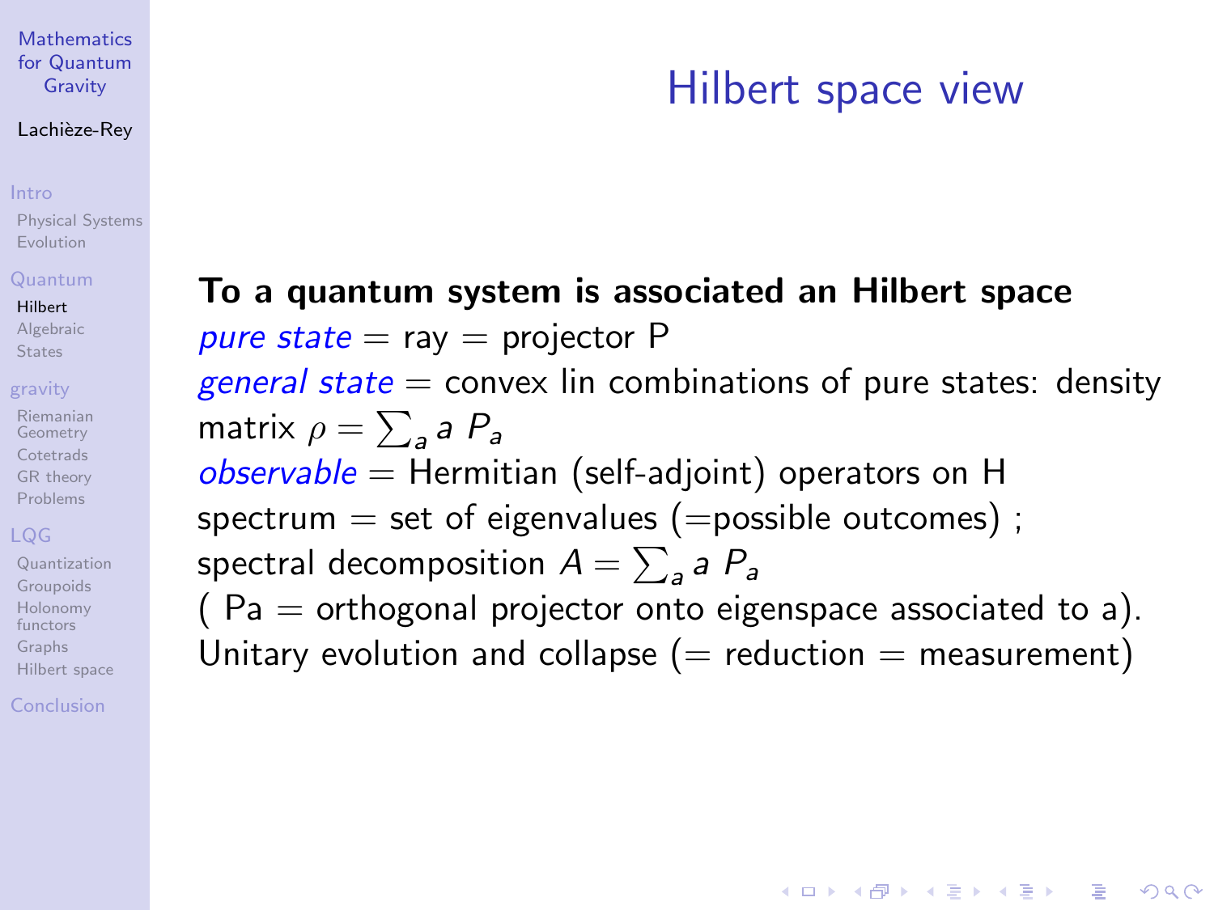# Hilbert space view

**To a quantum system is associated an Hilbert space**

*pure state* = ray = projector P

*general state* = convex lin combinations of pure states: density matrix $\rho = \sum_a a \ P_a$

*observable* = Hermitian (self-adjoint) operators on H

spectrum = set of eigenvalues (=possible outcomes) ;

spectral decomposition $A = \sum_a a \ P_a$

( Pa = orthogonal projector onto eigenspace associated to a).

Unitary evolution and collapse (= reduction = measurement)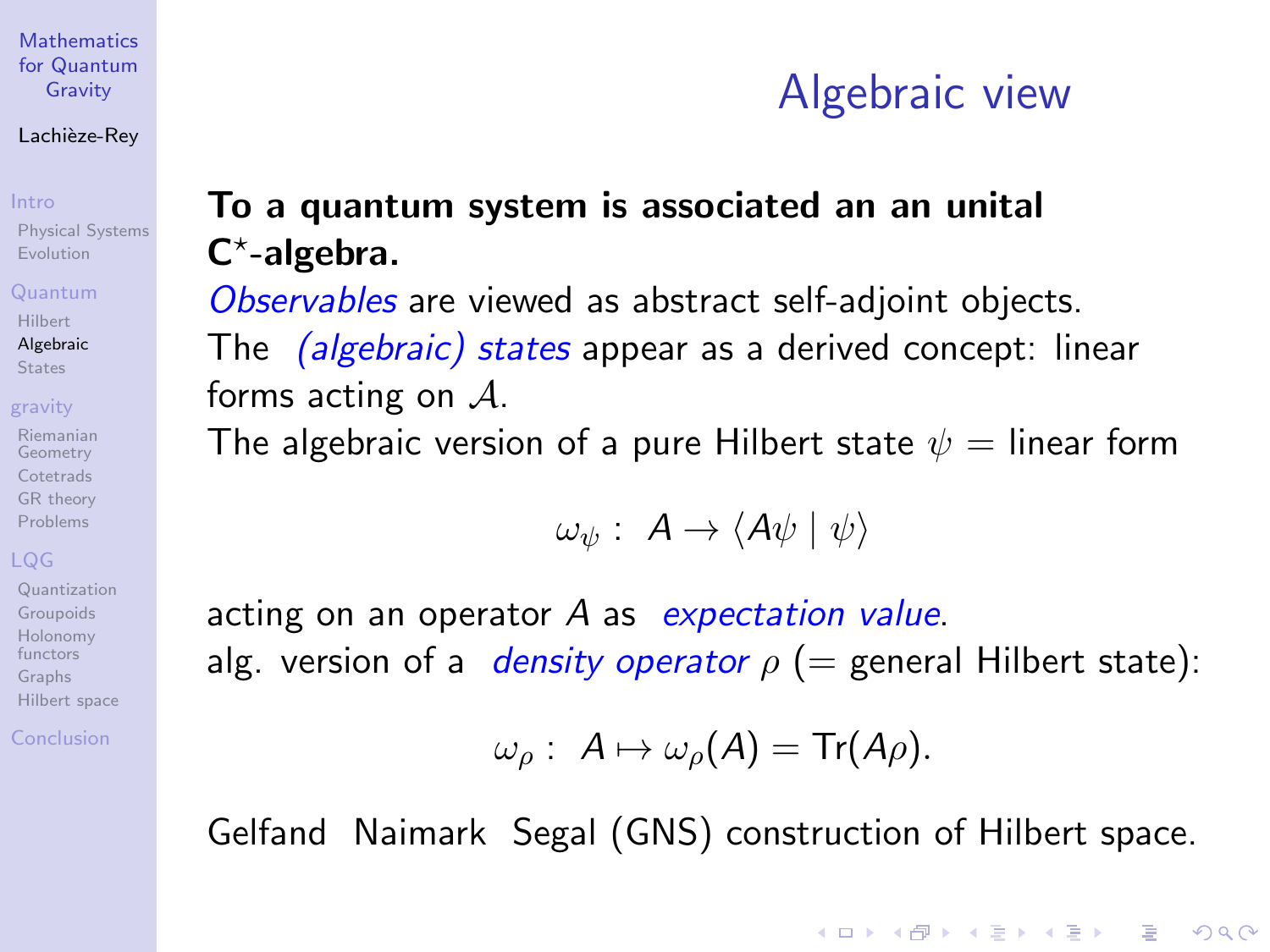# Algebraic view

**To a quantum system is associated an an unital $C^\star$-algebra.**

*Observables* are viewed as abstract self-adjoint objects.
The *(algebraic) states* appear as a derived concept: linear forms acting on $\mathcal{A}$.
The algebraic version of a pure Hilbert state $\psi$ = linear form

$$\omega_\psi : \ A \to \langle A\psi \mid \psi \rangle$$

acting on an operator $A$ as *expectation value*.
alg. version of a *density operator* $\rho$ (= general Hilbert state):

$$\omega_\rho : \ A \mapsto \omega_\rho(A) = \mathrm{Tr}(A\rho).$$

Gelfand Naimark Segal (GNS) construction of Hilbert space.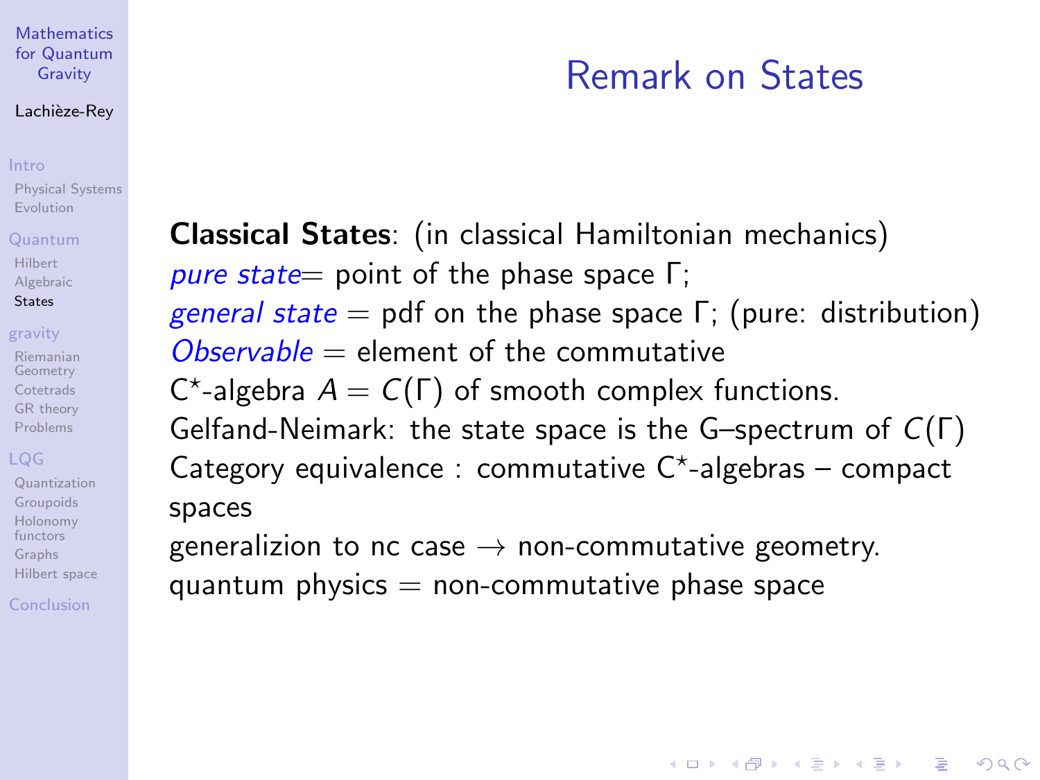# Remark on States

**Classical States**: (in classical Hamiltonian mechanics)
*pure state*= point of the phase space $\Gamma$;
*general state* = pdf on the phase space $\Gamma$; (pure: distribution)
*Observable* = element of the commutative
$C^\star$-algebra $A = C(\Gamma)$ of smooth complex functions.
Gelfand-Neimark: the state space is the G–spectrum of $C(\Gamma)$
Category equivalence : commutative $C^\star$-algebras – compact spaces
generalizion to nc case $\rightarrow$ non-commutative geometry.
quantum physics = non-commutative phase space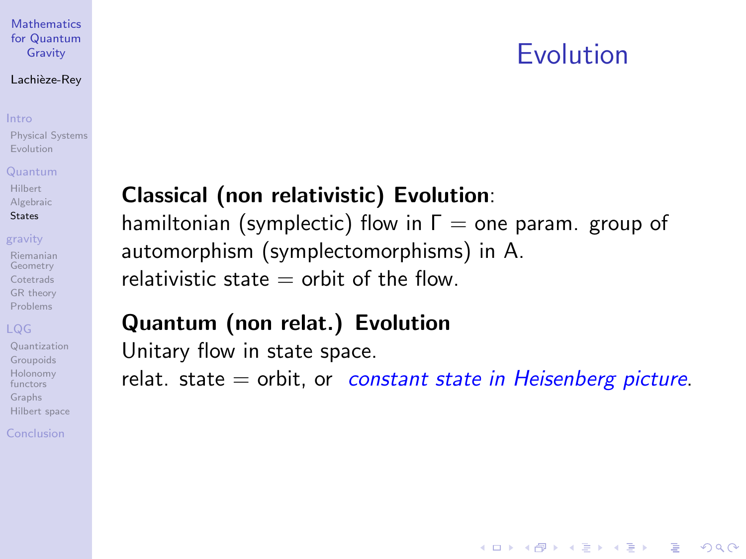# Evolution

**Classical (non relativistic) Evolution**:
hamiltonian (symplectic) flow in $\Gamma$ = one param. group of automorphism (symplectomorphisms) in A.
relativistic state = orbit of the flow.

**Quantum (non relat.) Evolution**
Unitary flow in state space.
relat. state = orbit, or *constant state in Heisenberg picture*.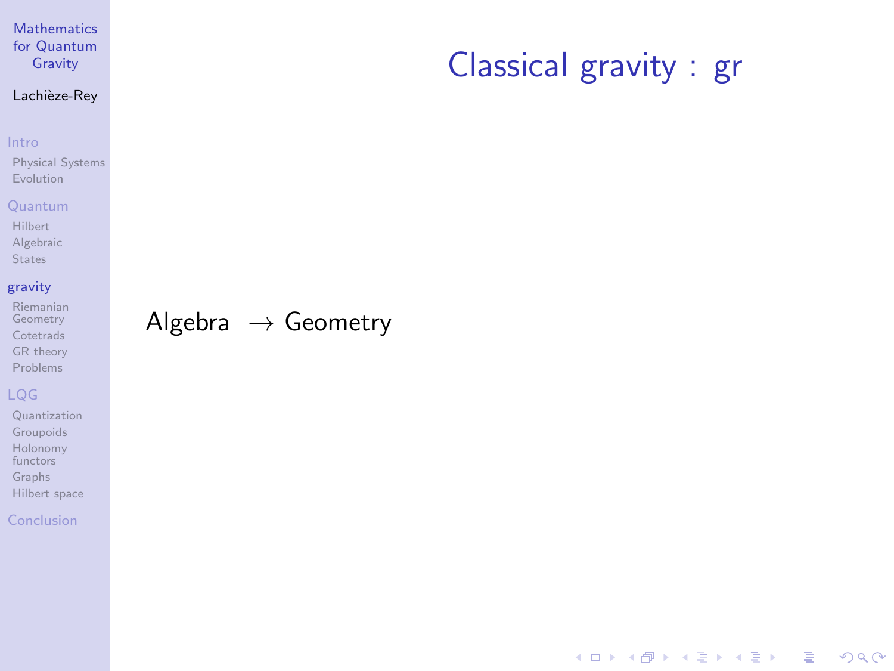# Classical gravity : gr

Algebra $\rightarrow$ Geometry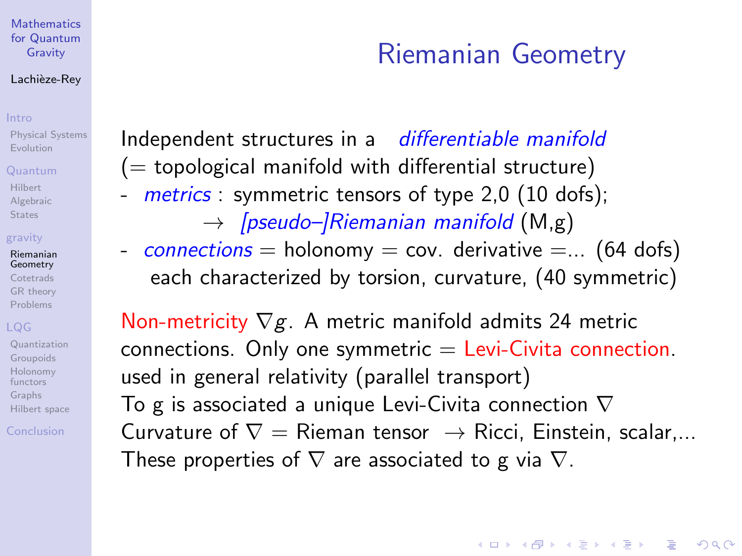# Riemanian Geometry

Independent structures in a *differentiable manifold*
(= topological manifold with differential structure)

- *metrics* : symmetric tensors of type 2,0 (10 dofs);
  $\rightarrow$ *[pseudo–]Riemanian manifold* (M,g)
- *connections* = holonomy = cov. derivative =... (64 dofs)
  each characterized by torsion, curvature, (40 symmetric)

Non-metricity $\nabla g$. A metric manifold admits 24 metric connections. Only one symmetric = Levi-Civita connection. used in general relativity (parallel transport)
To g is associated a unique Levi-Civita connection $\nabla$
Curvature of $\nabla$ = Rieman tensor $\rightarrow$ Ricci, Einstein, scalar,...
These properties of $\nabla$ are associated to g via $\nabla$.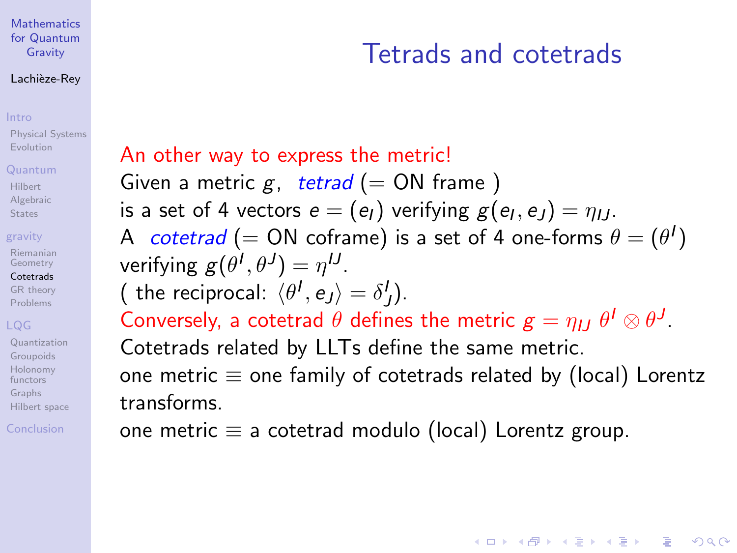# Tetrads and cotetrads

An other way to express the metric!

Given a metric $g$, *tetrad* (= ON frame ) is a set of 4 vectors $e = (e_I)$ verifying $g(e_I, e_J) = \eta_{IJ}$.

A *cotetrad* (= ON coframe) is a set of 4 one-forms $\theta = (\theta^I)$ verifying $g(\theta^I, \theta^J) = \eta^{IJ}$.

( the reciprocal: $\langle \theta^I, e_J \rangle = \delta^I_J$).

Conversely, a cotetrad $\theta$ defines the metric $g = \eta_{IJ}\ \theta^I \otimes \theta^J$.

Cotetrads related by LLTs define the same metric.

one metric $\equiv$ one family of cotetrads related by (local) Lorentz transforms.

one metric $\equiv$ a cotetrad modulo (local) Lorentz group.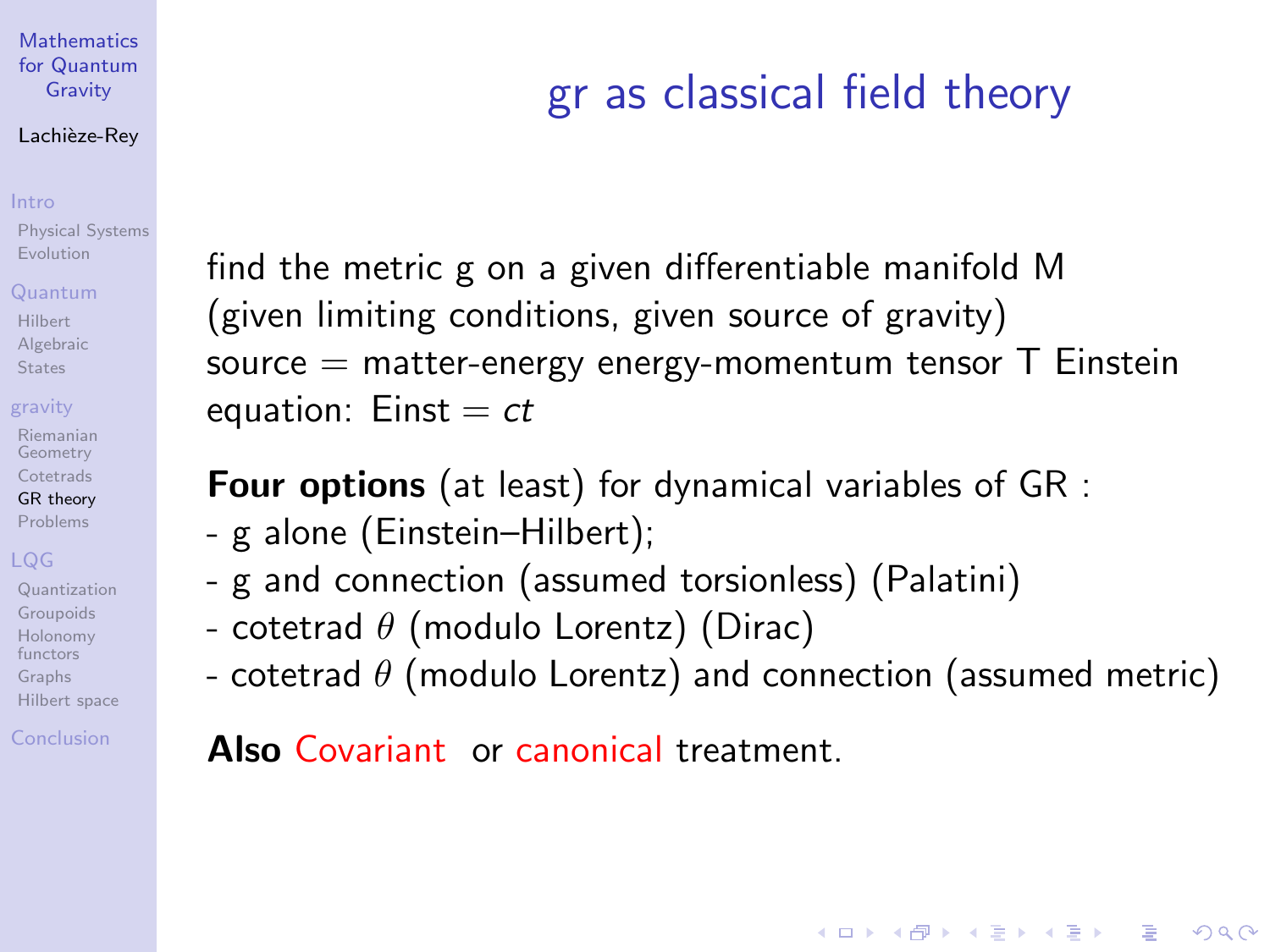# gr as classical field theory

find the metric g on a given differentiable manifold M (given limiting conditions, given source of gravity) source = matter-energy energy-momentum tensor T Einstein equation: Einst = $ct$

**Four options** (at least) for dynamical variables of GR :

- g alone (Einstein–Hilbert);
- g and connection (assumed torsionless) (Palatini)
- cotetrad $\theta$ (modulo Lorentz) (Dirac)
- cotetrad $\theta$ (modulo Lorentz) and connection (assumed metric)

**Also** Covariant or canonical treatment.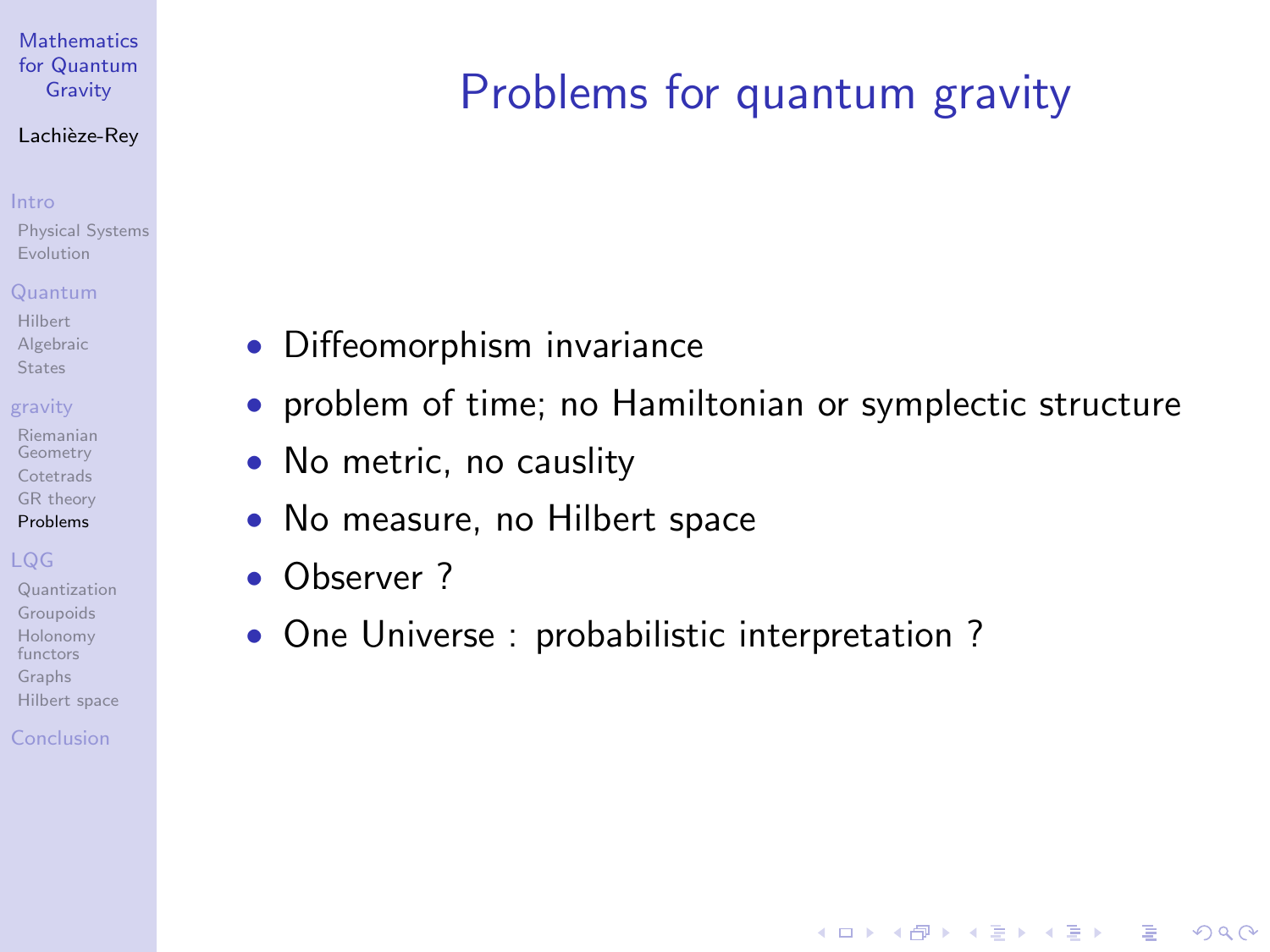# Problems for quantum gravity

- Diffeomorphism invariance
- problem of time; no Hamiltonian or symplectic structure
- No metric, no causlity
- No measure, no Hilbert space
- Observer ?
- One Universe : probabilistic interpretation ?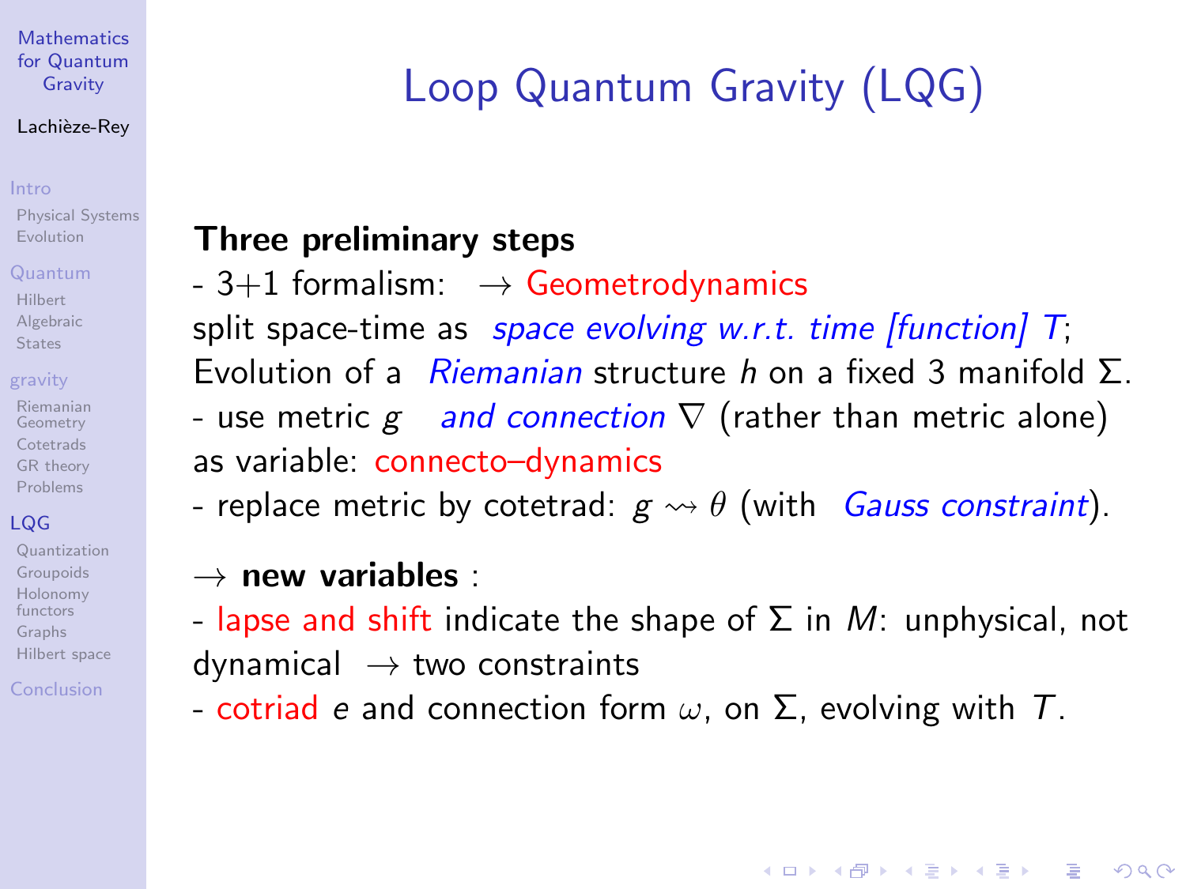# Loop Quantum Gravity (LQG)

**Three preliminary steps**

- 3+1 formalism: $\rightarrow$ Geometrodynamics

split space-time as *space evolving w.r.t. time [function] $T$*;
Evolution of a *Riemanian* structure $h$ on a fixed 3 manifold $\Sigma$.

- use metric $g$ *and connection* $\nabla$ (rather than metric alone) as variable: connecto–dynamics

- replace metric by cotetrad: $g \rightsquigarrow \theta$ (with *Gauss constraint*).

$\rightarrow$ **new variables** :

- lapse and shift indicate the shape of $\Sigma$ in $M$: unphysical, not dynamical $\rightarrow$ two constraints

- cotriad $e$ and connection form $\omega$, on $\Sigma$, evolving with $T$.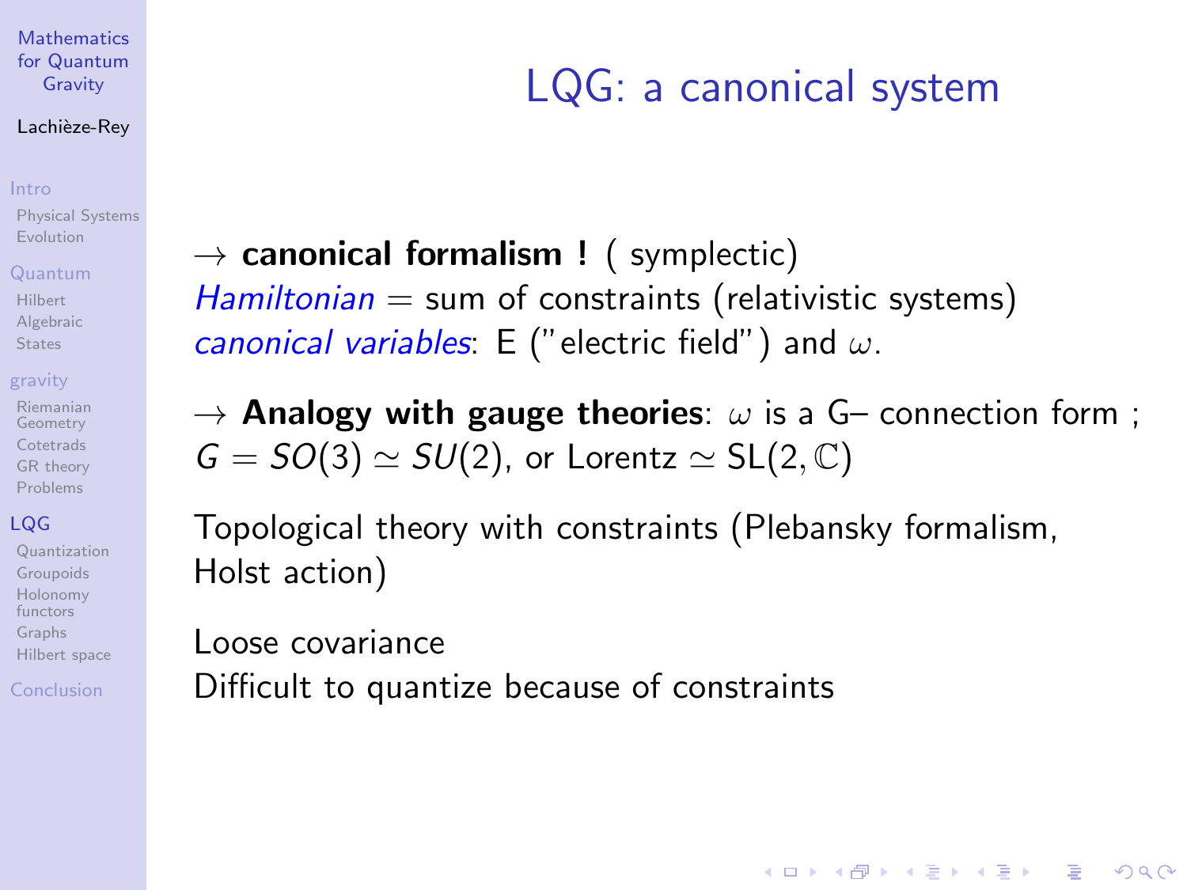# LQG: a canonical system

$\rightarrow$ **canonical formalism !** ( symplectic)
*Hamiltonian* = sum of constraints (relativistic systems)
*canonical variables*: E ("electric field") and $\omega$.

$\rightarrow$ **Analogy with gauge theories**: $\omega$ is a G– connection form ;
$G = SO(3) \simeq SU(2)$, or Lorentz $\simeq \mathrm{SL}(2, \mathbb{C})$

Topological theory with constraints (Plebansky formalism, Holst action)

Loose covariance
Difficult to quantize because of constraints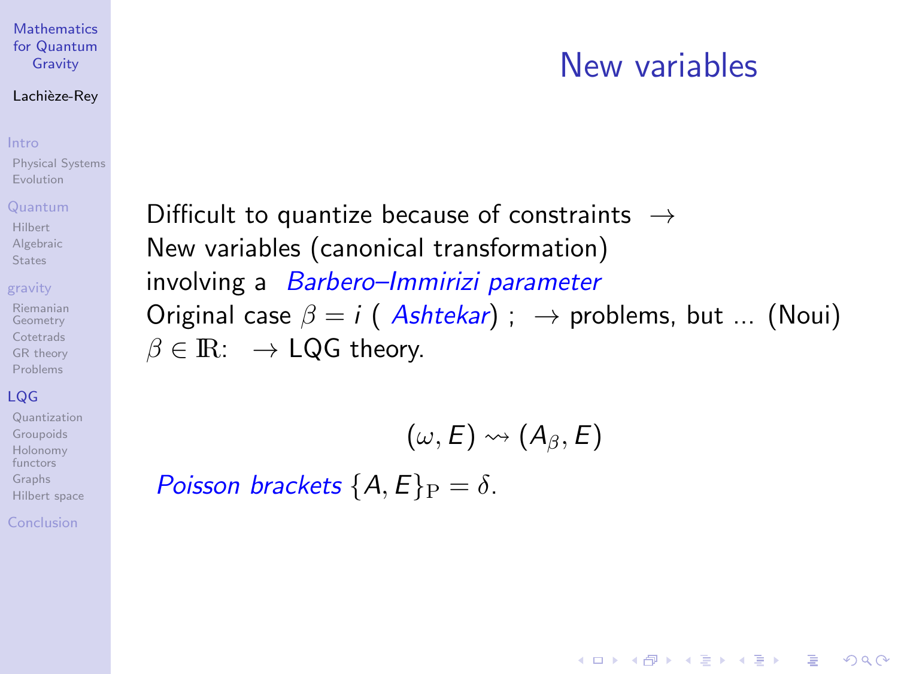# New variables

Difficult to quantize because of constraints $\rightarrow$
New variables (canonical transformation)
involving a *Barbero–Immirizi parameter*
Original case $\beta = i$ ( *Ashtekar*) ; $\rightarrow$ problems, but ... (Noui)
$\beta \in \mathbb{R}$: $\rightarrow$ LQG theory.

$$(\omega, E) \rightsquigarrow (A_\beta, E)$$

*Poisson brackets* $\{A, E\}_{\mathrm{P}} = \delta$.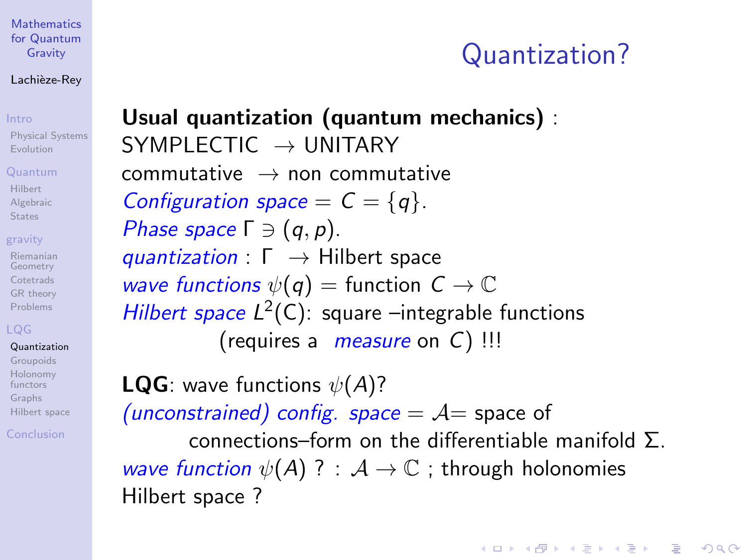# Quantization?

**Usual quantization (quantum mechanics)** :
SYMPLECTIC $\rightarrow$ UNITARY
commutative $\rightarrow$ non commutative
*Configuration space* $= C = \{q\}$.
*Phase space* $\Gamma \ni (q, p)$.
*quantization* : $\Gamma \rightarrow$ Hilbert space
*wave functions* $\psi(q) =$ function $C \rightarrow \mathbb{C}$
*Hilbert space* $L^2$(C): square –integrable functions
(requires a *measure* on $C$) !!!

**LQG**: wave functions $\psi(A)$?
*(unconstrained) config. space* $= \mathcal{A}=$ space of
connections–form on the differentiable manifold $\Sigma$.
*wave function* $\psi(A)$ ? : $\mathcal{A} \rightarrow \mathbb{C}$ ; through holonomies
Hilbert space ?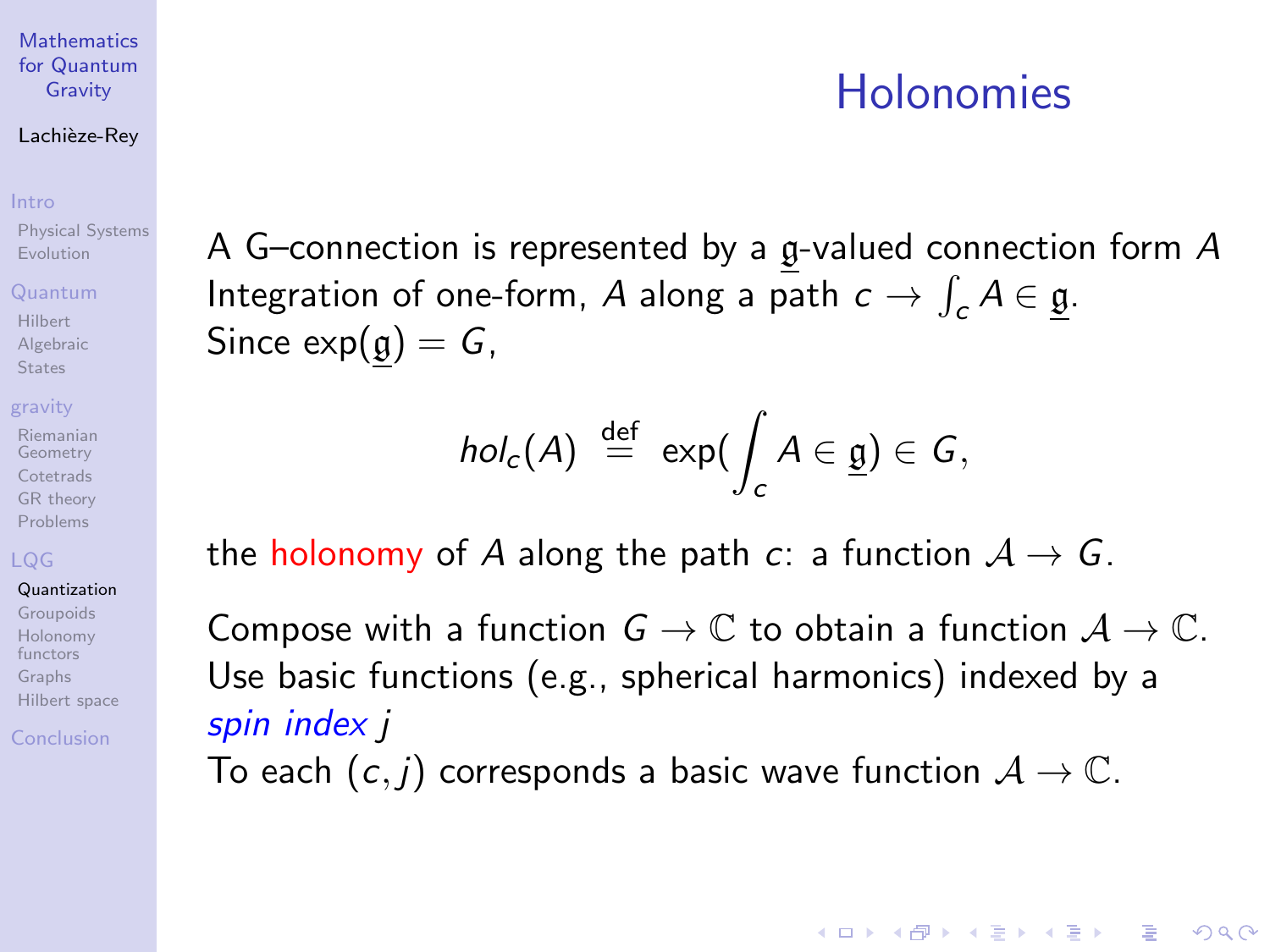# Holonomies

A G–connection is represented by a $\underline{\mathfrak{g}}$-valued connection form $A$
Integration of one-form, $A$ along a path $c \to \int_c A \in \underline{\mathfrak{g}}$.
Since $\exp(\underline{\mathfrak{g}}) = G$,

$$hol_c(A) \stackrel{\text{def}}{=} \exp(\int_c A \in \underline{\mathfrak{g}}) \in G,$$

the holonomy of $A$ along the path $c$: a function $\mathcal{A} \to G$.

Compose with a function $G \to \mathbb{C}$ to obtain a function $\mathcal{A} \to \mathbb{C}$.
Use basic functions (e.g., spherical harmonics) indexed by a *spin index* $j$
To each $(c, j)$ corresponds a basic wave function $\mathcal{A} \to \mathbb{C}$.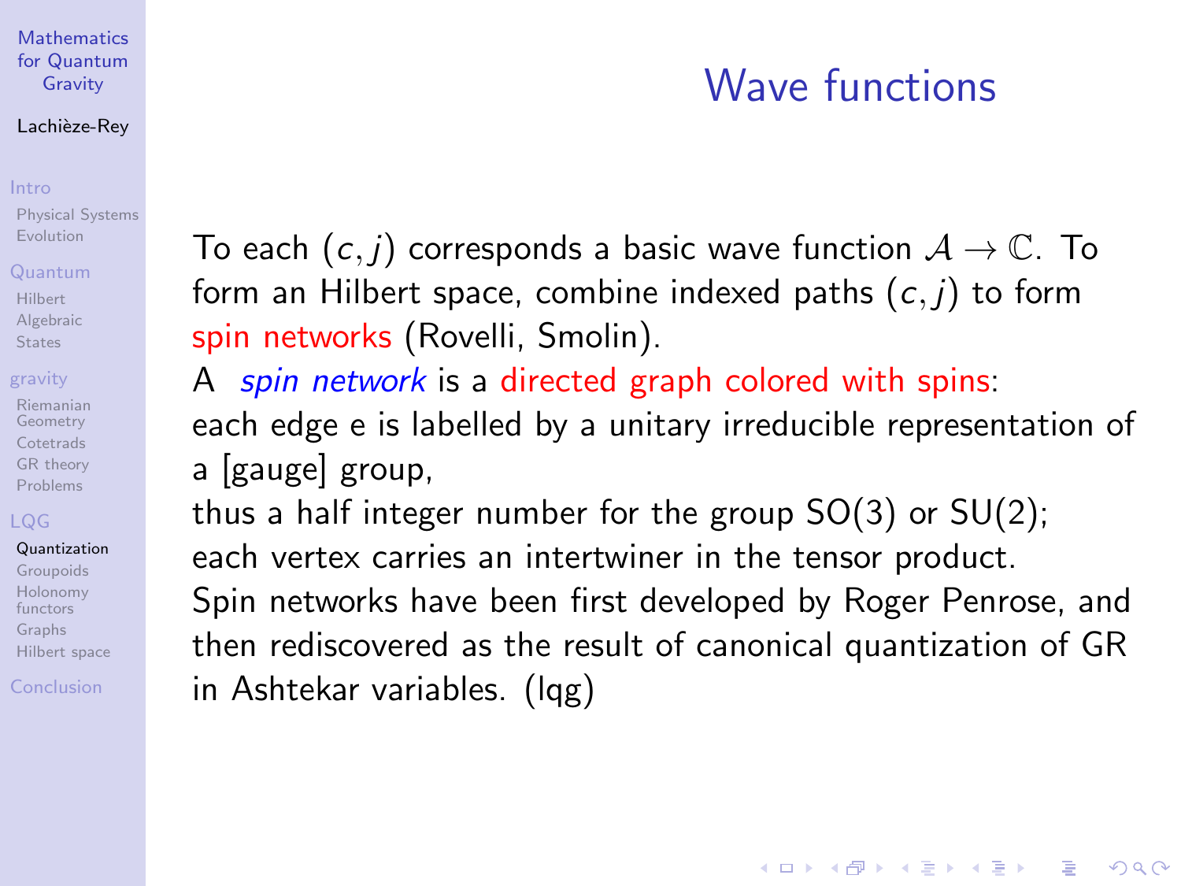# Wave functions

To each $(c, j)$ corresponds a basic wave function $\mathcal{A} \to \mathbb{C}$. To form an Hilbert space, combine indexed paths $(c, j)$ to form spin networks (Rovelli, Smolin).

A *spin network* is a directed graph colored with spins:

each edge e is labelled by a unitary irreducible representation of a [gauge] group,

thus a half integer number for the group SO(3) or SU(2);

each vertex carries an intertwiner in the tensor product.

Spin networks have been first developed by Roger Penrose, and then rediscovered as the result of canonical quantization of GR in Ashtekar variables. (lqg)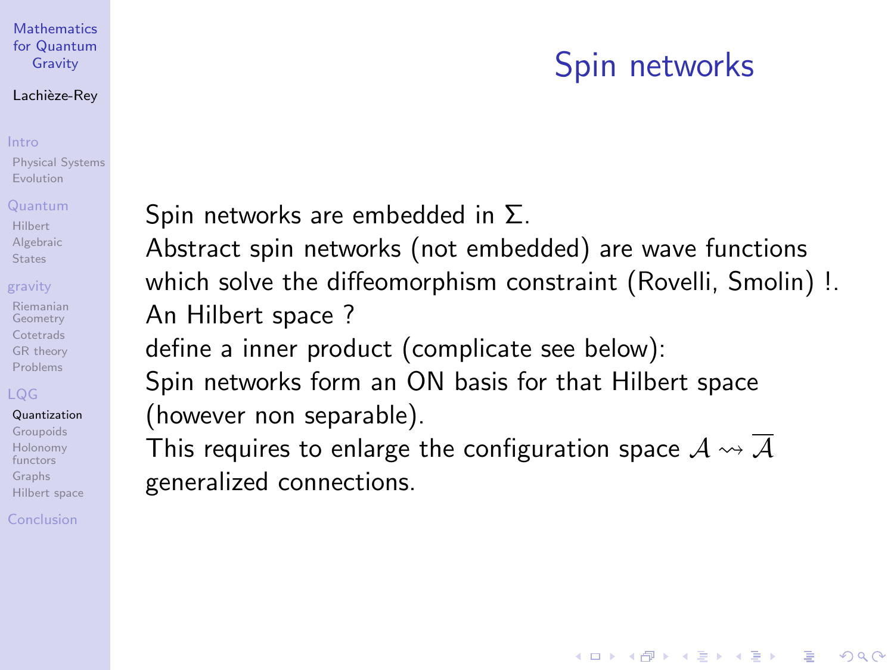# Spin networks

Spin networks are embedded in $\Sigma$.
Abstract spin networks (not embedded) are wave functions which solve the diffeomorphism constraint (Rovelli, Smolin) !.
An Hilbert space ?
define a inner product (complicate see below):
Spin networks form an ON basis for that Hilbert space (however non separable).
This requires to enlarge the configuration space $\mathcal{A} \rightsquigarrow \overline{\mathcal{A}}$ generalized connections.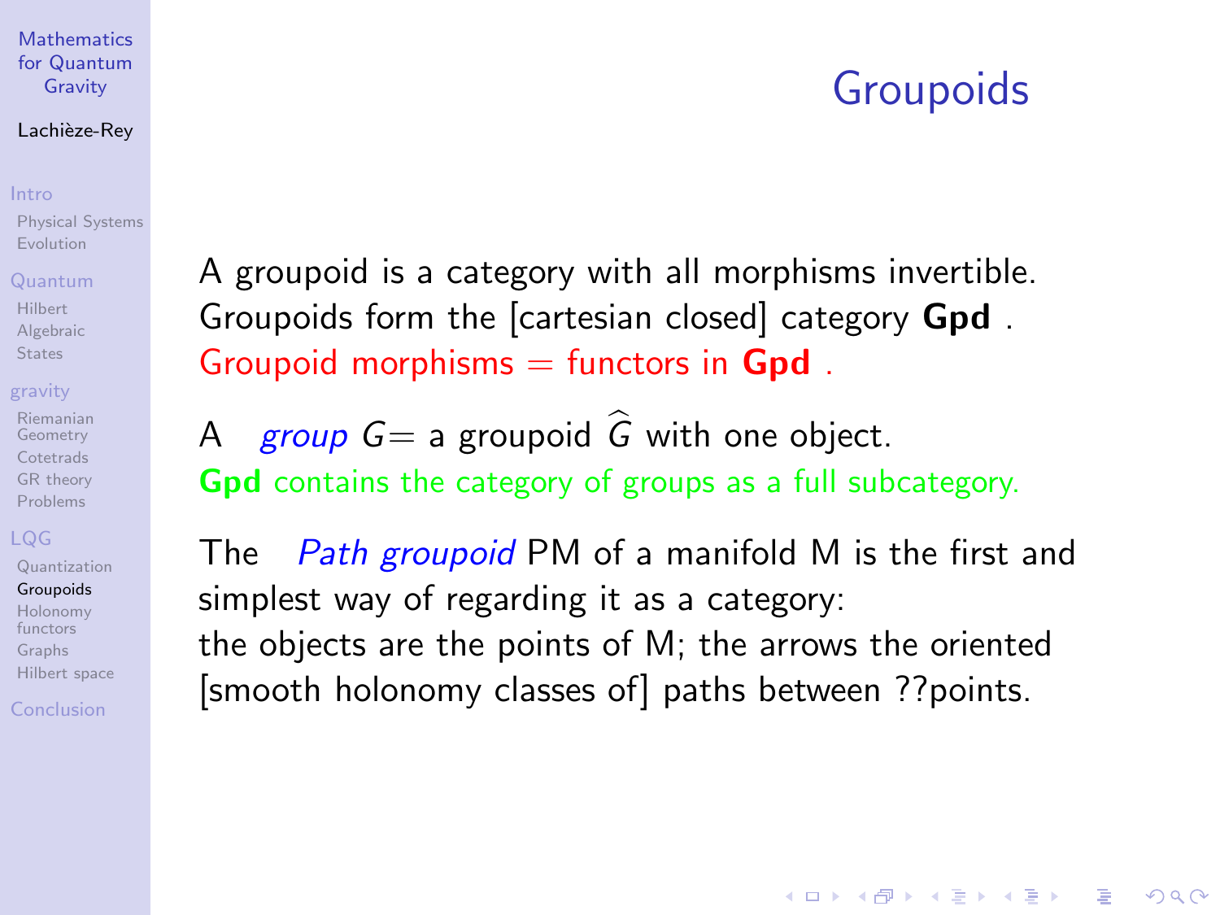# Groupoids

A groupoid is a category with all morphisms invertible. Groupoids form the [cartesian closed] category **Gpd** .
Groupoid morphisms = functors in **Gpd** .

A *group* $G=$ a groupoid $\widehat{G}$ with one object.
**Gpd** contains the category of groups as a full subcategory.

The *Path groupoid* PM of a manifold M is the first and simplest way of regarding it as a category:
the objects are the points of M; the arrows the oriented [smooth holonomy classes of] paths between ??points.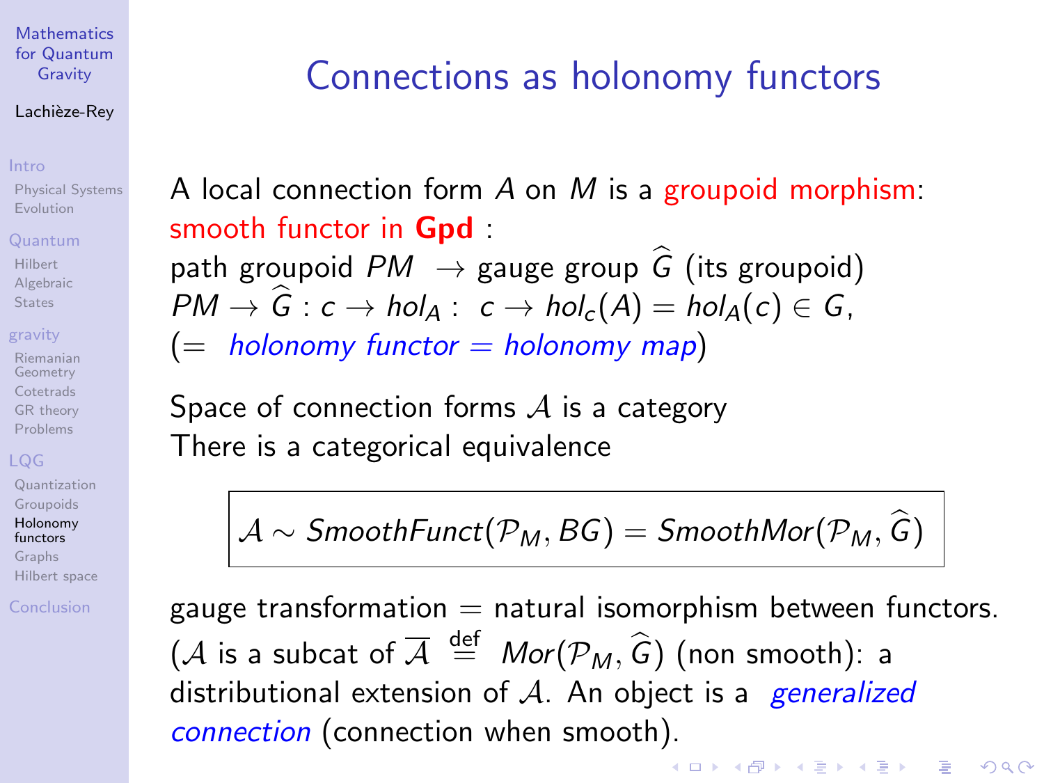# Connections as holonomy functors

A local connection form $A$ on $M$ is a groupoid morphism: smooth functor in **Gpd** :
path groupoid $PM$ $\rightarrow$ gauge group $\widehat{G}$ (its groupoid)
$PM \rightarrow \widehat{G} : c \rightarrow hol_A : \; c \rightarrow hol_c(A) = hol_A(c) \in G$,
($=$ *holonomy functor* $=$ *holonomy map*)

Space of connection forms $\mathcal{A}$ is a category
There is a categorical equivalence

$$\mathcal{A} \sim SmoothFunct(\mathcal{P}_M, BG) = SmoothMor(\mathcal{P}_M, \widehat{G})$$

gauge transformation $=$ natural isomorphism between functors.
($\mathcal{A}$ is a subcat of $\overline{\mathcal{A}} \overset{\text{def}}{=} Mor(\mathcal{P}_M, \widehat{G})$ (non smooth): a distributional extension of $\mathcal{A}$. An object is a *generalized connection* (connection when smooth).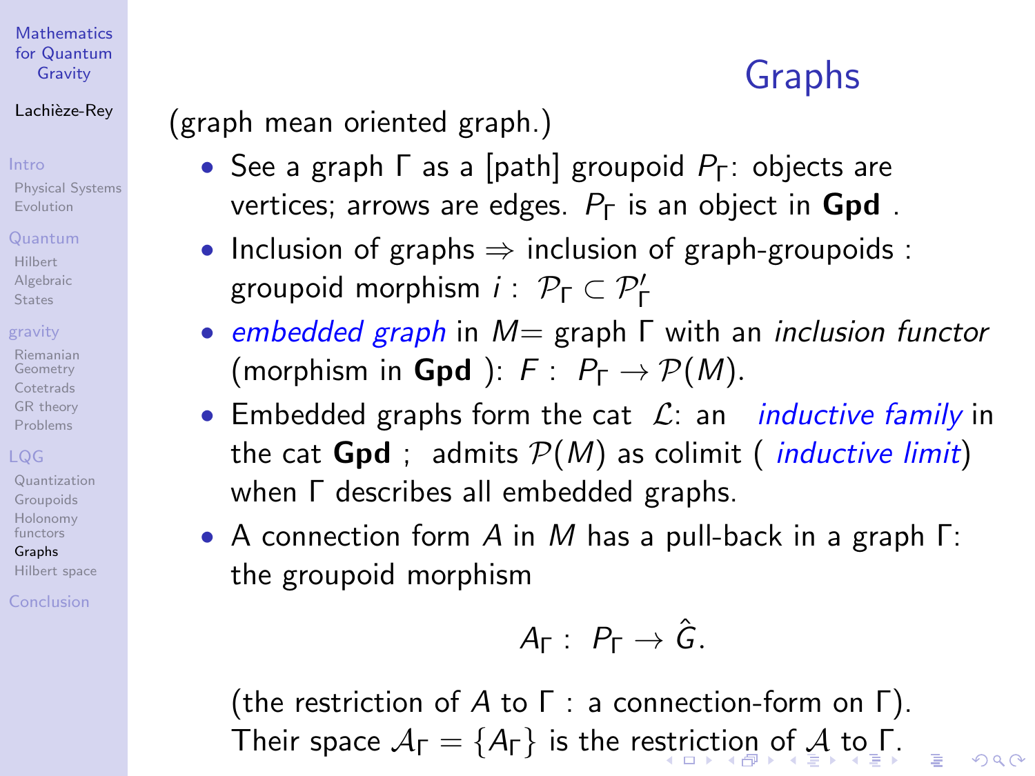## Graphs

(graph mean oriented graph.)

- See a graph $\Gamma$ as a [path] groupoid $P_\Gamma$: objects are vertices; arrows are edges. $P_\Gamma$ is an object in **Gpd** .
- Inclusion of graphs $\Rightarrow$ inclusion of graph-groupoids : groupoid morphism $i: \ \mathcal{P}_\Gamma \subset \mathcal{P}'_\Gamma$
- *embedded graph* in $M$= graph $\Gamma$ with an *inclusion functor* (morphism in **Gpd** ): $F: \ P_\Gamma \to \mathcal{P}(M)$.
- Embedded graphs form the cat $\mathcal{L}$: an *inductive family* in the cat **Gpd** ; admits $\mathcal{P}(M)$ as colimit ( *inductive limit*) when $\Gamma$ describes all embedded graphs.
- A connection form $A$ in $M$ has a pull-back in a graph $\Gamma$: the groupoid morphism

$$A_\Gamma: \ P_\Gamma \to \hat{G}.$$

(the restriction of $A$ to $\Gamma$ : a connection-form on $\Gamma$).
Their space $\mathcal{A}_\Gamma = \{A_\Gamma\}$ is the restriction of $\mathcal{A}$ to $\Gamma$.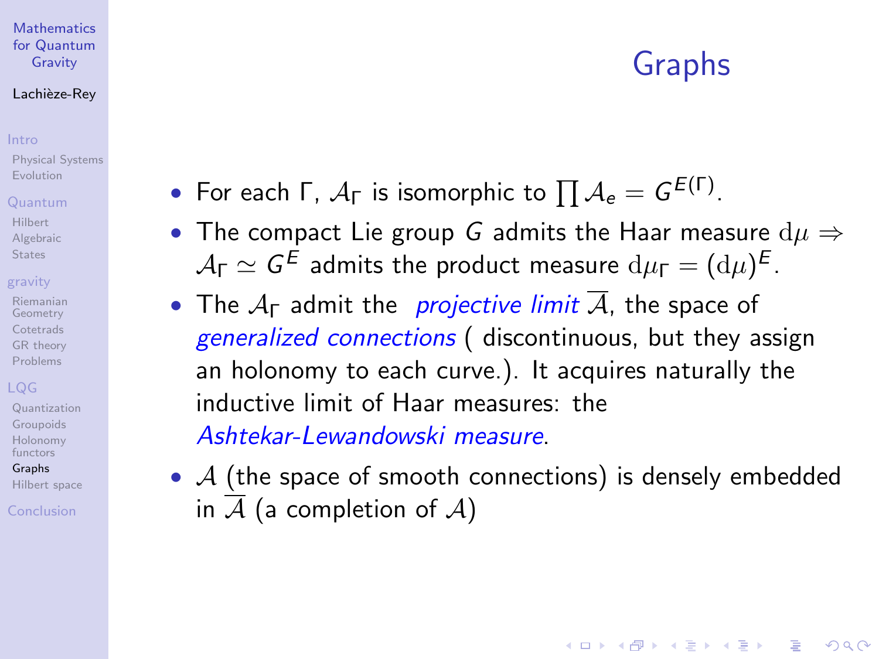# Graphs

- For each $\Gamma$, $\mathcal{A}_\Gamma$ is isomorphic to $\prod \mathcal{A}_e = G^{E(\Gamma)}$.
- The compact Lie group $G$ admits the Haar measure $\mathrm{d}\mu \Rightarrow$ $\mathcal{A}_\Gamma \simeq G^E$ admits the product measure $\mathrm{d}\mu_\Gamma = (\mathrm{d}\mu)^E$.
- The $\mathcal{A}_\Gamma$ admit the *projective limit* $\overline{\mathcal{A}}$, the space of *generalized connections* ( discontinuous, but they assign an holonomy to each curve.). It acquires naturally the inductive limit of Haar measures: the *Ashtekar-Lewandowski measure*.
- $\mathcal{A}$ (the space of smooth connections) is densely embedded in $\overline{\mathcal{A}}$ (a completion of $\mathcal{A}$)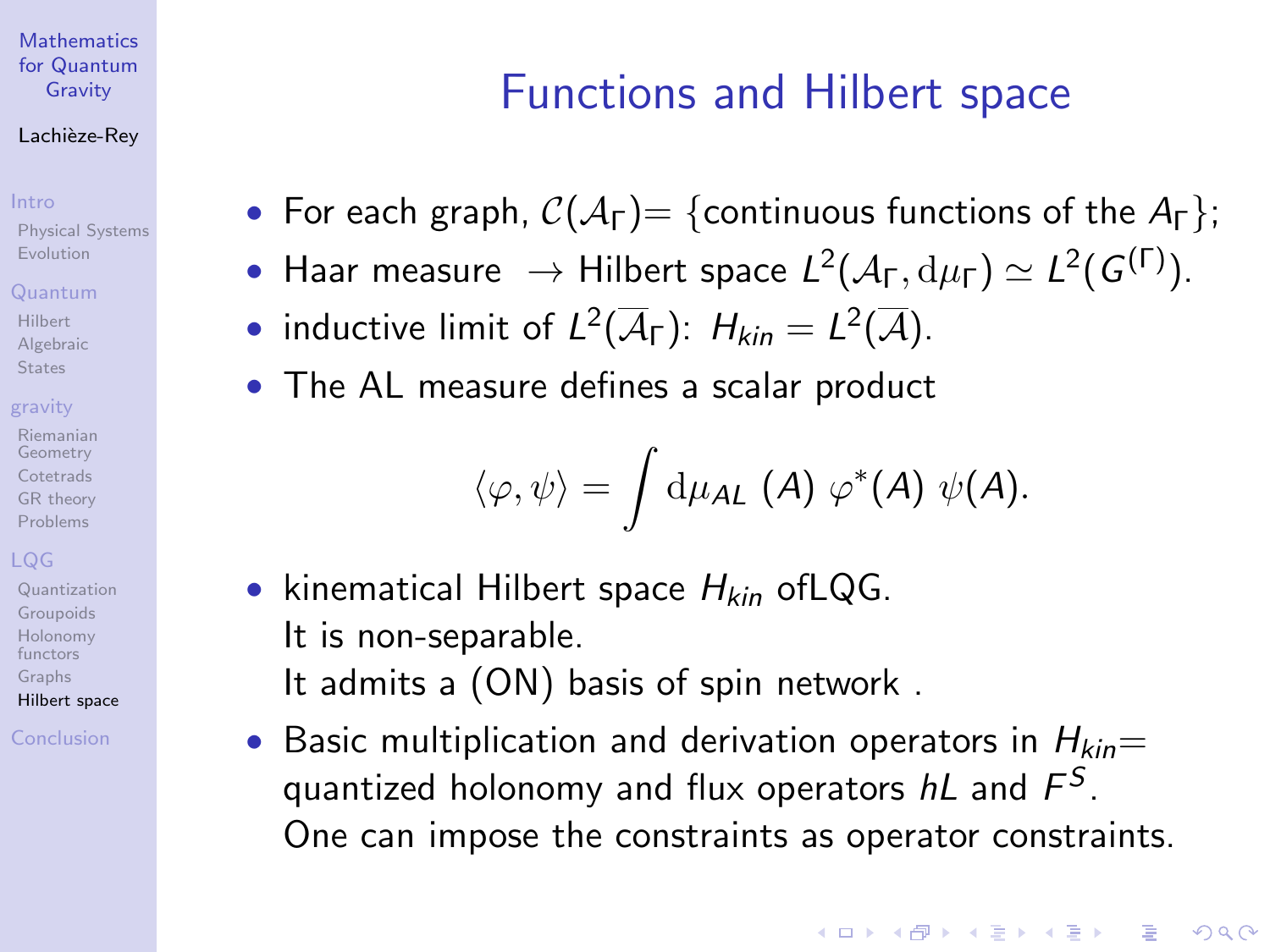# Functions and Hilbert space

- For each graph, $\mathcal{C}(\mathcal{A}_\Gamma)=$ {continuous functions of the $A_\Gamma$};
- Haar measure $\rightarrow$ Hilbert space $L^2(\mathcal{A}_\Gamma, \mathrm{d}\mu_\Gamma) \simeq L^2(G^{(\Gamma)})$.
- inductive limit of $L^2(\overline{\mathcal{A}}_\Gamma)$: $H_{kin} = L^2(\overline{\mathcal{A}})$.
- The AL measure defines a scalar product

$$\langle \varphi, \psi \rangle = \int \mathrm{d}\mu_{AL}\ (A)\ \varphi^*(A)\ \psi(A).$$

- kinematical Hilbert space $H_{kin}$ ofLQG.
  It is non-separable.
  It admits a (ON) basis of spin network .
- Basic multiplication and derivation operators in $H_{kin}=$ quantized holonomy and flux operators $hL$ and $F^S$.
  One can impose the constraints as operator constraints.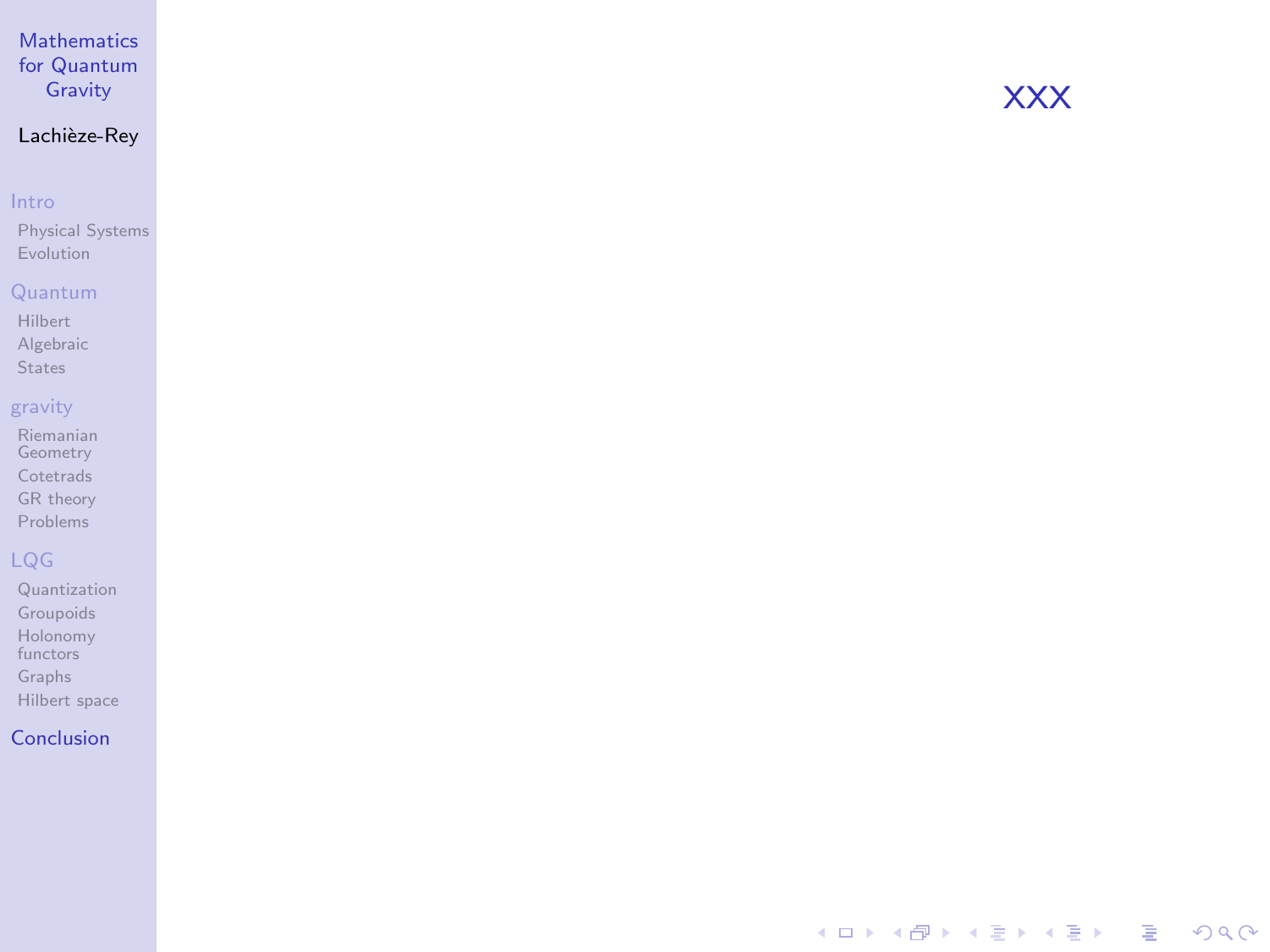# XXX